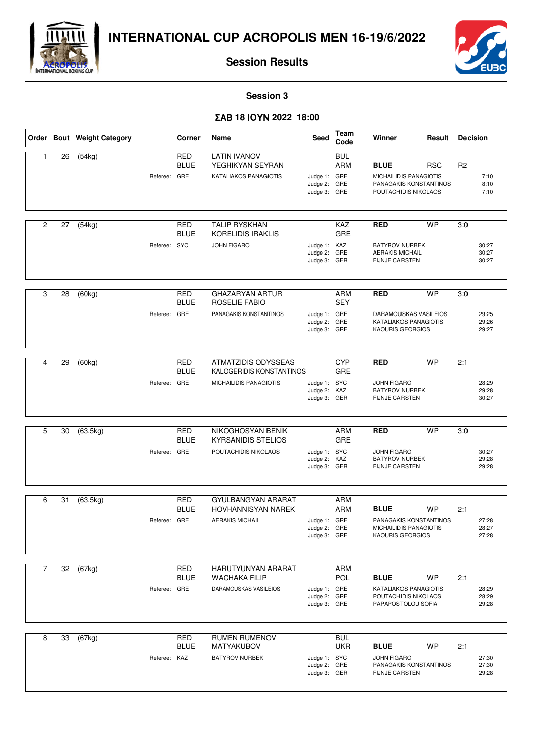# INTERNATIONAL CUP ACROPOLIS MEN 16-19/6/2022

## Session Results

### Session 3

### ΣΑΒ 18 ΙΟΥΝ 2022 18:00

| Order | Bout | Weight Category | Corner | Name | Seed | Team Code | Winner | Result | Decision | |
|---|---|---|---|---|---|---|---|---|---|---|
| 1 | 26 | (54kg) | RED | LATIN IVANOV | | BUL | | | | |
| | | | BLUE | YEGHIKYAN SEYRAN | | ARM | **BLUE** | RSC | R2 | |
| | | Referee: | GRE | KATALIAKOS PANAGIOTIS | Judge 1: | GRE | MICHAILIDIS PANAGIOTIS | | | 7:10 |
| | | | | | Judge 2: | GRE | PANAGAKIS KONSTANTINOS | | | 8:10 |
| | | | | | Judge 3: | GRE | POUTACHIDIS NIKOLAOS | | | 7:10 |
| 2 | 27 | (54kg) | RED | TALIP RYSKHAN | | KAZ | **RED** | WP | 3:0 | |
| | | | BLUE | KORELIDIS IRAKLIS | | GRE | | | | |
| | | Referee: | SYC | JOHN FIGARO | Judge 1: | KAZ | BATYROV NURBEK | | | 30:27 |
| | | | | | Judge 2: | GRE | AERAKIS MICHAIL | | | 30:27 |
| | | | | | Judge 3: | GER | FIJNJE CARSTEN | | | 30:27 |
| 3 | 28 | (60kg) | RED | GHAZARYAN ARTUR | | ARM | **RED** | WP | 3:0 | |
| | | | BLUE | ROSELIE FABIO | | SEY | | | | |
| | | Referee: | GRE | PANAGAKIS KONSTANTINOS | Judge 1: | GRE | DARAMOUSKAS VASILEIOS | | | 29:25 |
| | | | | | Judge 2: | GRE | KATALIAKOS PANAGIOTIS | | | 29:26 |
| | | | | | Judge 3: | GRE | KAOURIS GEORGIOS | | | 29:27 |
| 4 | 29 | (60kg) | RED | ATMATZIDIS ODYSSEAS | | CYP | **RED** | WP | 2:1 | |
| | | | BLUE | KALOGERIDIS KONSTANTINOS | | GRE | | | | |
| | | Referee: | GRE | MICHAILIDIS PANAGIOTIS | Judge 1: | SYC | JOHN FIGARO | | | 28:29 |
| | | | | | Judge 2: | KAZ | BATYROV NURBEK | | | 29:28 |
| | | | | | Judge 3: | GER | FIJNJE CARSTEN | | | 30:27 |
| 5 | 30 | (63,5kg) | RED | NIKOGHOSYAN BENIK | | ARM | **RED** | WP | 3:0 | |
| | | | BLUE | KYRSANIDIS STELIOS | | GRE | | | | |
| | | Referee: | GRE | POUTACHIDIS NIKOLAOS | Judge 1: | SYC | JOHN FIGARO | | | 30:27 |
| | | | | | Judge 2: | KAZ | BATYROV NURBEK | | | 29:28 |
| | | | | | Judge 3: | GER | FIJNJE CARSTEN | | | 29:28 |
| 6 | 31 | (63,5kg) | RED | GYULBANGYAN ARARAT | | ARM | | | | |
| | | | BLUE | HOVHANNISYAN NAREK | | ARM | **BLUE** | WP | 2:1 | |
| | | Referee: | GRE | AERAKIS MICHAIL | Judge 1: | GRE | PANAGAKIS KONSTANTINOS | | | 27:28 |
| | | | | | Judge 2: | GRE | MICHAILIDIS PANAGIOTIS | | | 28:27 |
| | | | | | Judge 3: | GRE | KAOURIS GEORGIOS | | | 27:28 |
| 7 | 32 | (67kg) | RED | HARUTYUNYAN ARARAT | | ARM | | | | |
| | | | BLUE | WACHAKA FILIP | | POL | **BLUE** | WP | 2:1 | |
| | | Referee: | GRE | DARAMOUSKAS VASILEIOS | Judge 1: | GRE | KATALIAKOS PANAGIOTIS | | | 28:29 |
| | | | | | Judge 2: | GRE | POUTACHIDIS NIKOLAOS | | | 28:29 |
| | | | | | Judge 3: | GRE | PAPAPOSTOLOU SOFIA | | | 29:28 |
| 8 | 33 | (67kg) | RED | RUMEN RUMENOV | | BUL | | | | |
| | | | BLUE | MATYAKUBOV | | UKR | **BLUE** | WP | 2:1 | |
| | | Referee: | KAZ | BATYROV NURBEK | Judge 1: | SYC | JOHN FIGARO | | | 27:30 |
| | | | | | Judge 2: | GRE | PANAGAKIS KONSTANTINOS | | | 27:30 |
| | | | | | Judge 3: | GER | FIJNJE CARSTEN | | | 29:28 |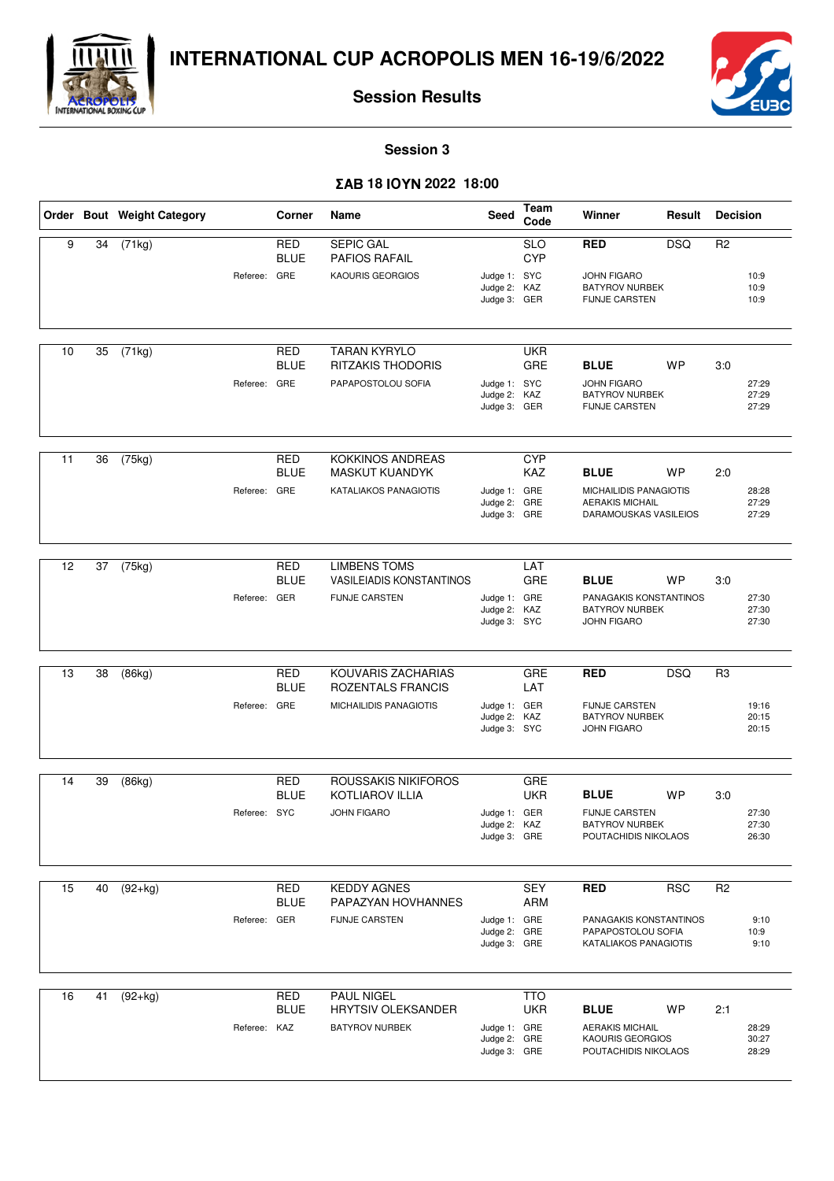# INTERNATIONAL CUP ACROPOLIS MEN 16-19/6/2022

## Session Results

### Session 3

### ΣΑΒ 18 ΙΟΥΝ 2022 18:00

| Order | Bout | Weight Category | Corner | Name | Seed | Team Code | Winner | Result | Decision |
|---|---|---|---|---|---|---|---|---|---|
| 9 | 34 | (71kg) | RED | SEPIC GAL | | SLO | RED | DSQ | R2 |
| | | | BLUE | PAFIOS RAFAIL | | CYP | | | |
| | | Referee: | GRE | KAOURIS GEORGIOS | Judge 1: | SYC | JOHN FIGARO | | 10:9 |
| | | | | | Judge 2: | KAZ | BATYROV NURBEK | | 10:9 |
| | | | | | Judge 3: | GER | FIJNJE CARSTEN | | 10:9 |
| 10 | 35 | (71kg) | RED | TARAN KYRYLO | | UKR | | | |
| | | | BLUE | RITZAKIS THODORIS | | GRE | BLUE | WP | 3:0 |
| | | Referee: | GRE | PAPAPOSTOLOU SOFIA | Judge 1: | SYC | JOHN FIGARO | | 27:29 |
| | | | | | Judge 2: | KAZ | BATYROV NURBEK | | 27:29 |
| | | | | | Judge 3: | GER | FIJNJE CARSTEN | | 27:29 |
| 11 | 36 | (75kg) | RED | KOKKINOS ANDREAS | | CYP | | | |
| | | | BLUE | MASKUT KUANDYK | | KAZ | BLUE | WP | 2:0 |
| | | Referee: | GRE | KATALIAKOS PANAGIOTIS | Judge 1: | GRE | MICHAILIDIS PANAGIOTIS | | 28:28 |
| | | | | | Judge 2: | GRE | AERAKIS MICHAIL | | 27:29 |
| | | | | | Judge 3: | GRE | DARAMOUSKAS VASILEIOS | | 27:29 |
| 12 | 37 | (75kg) | RED | LIMBENS TOMS | | LAT | | | |
| | | | BLUE | VASILEIADIS KONSTANTINOS | | GRE | BLUE | WP | 3:0 |
| | | Referee: | GER | FIJNJE CARSTEN | Judge 1: | GRE | PANAGAKIS KONSTANTINOS | | 27:30 |
| | | | | | Judge 2: | KAZ | BATYROV NURBEK | | 27:30 |
| | | | | | Judge 3: | SYC | JOHN FIGARO | | 27:30 |
| 13 | 38 | (86kg) | RED | KOUVARIS ZACHARIAS | | GRE | RED | DSQ | R3 |
| | | | BLUE | ROZENTALS FRANCIS | | LAT | | | |
| | | Referee: | GRE | MICHAILIDIS PANAGIOTIS | Judge 1: | GER | FIJNJE CARSTEN | | 19:16 |
| | | | | | Judge 2: | KAZ | BATYROV NURBEK | | 20:15 |
| | | | | | Judge 3: | SYC | JOHN FIGARO | | 20:15 |
| 14 | 39 | (86kg) | RED | ROUSSAKIS NIKIFOROS | | GRE | | | |
| | | | BLUE | KOTLIAROV ILLIA | | UKR | BLUE | WP | 3:0 |
| | | Referee: | SYC | JOHN FIGARO | Judge 1: | GER | FIJNJE CARSTEN | | 27:30 |
| | | | | | Judge 2: | KAZ | BATYROV NURBEK | | 27:30 |
| | | | | | Judge 3: | GRE | POUTACHIDIS NIKOLAOS | | 26:30 |
| 15 | 40 | (92+kg) | RED | KEDDY AGNES | | SEY | RED | RSC | R2 |
| | | | BLUE | PAPAZYAN HOVHANNES | | ARM | | | |
| | | Referee: | GER | FIJNJE CARSTEN | Judge 1: | GRE | PANAGAKIS KONSTANTINOS | | 9:10 |
| | | | | | Judge 2: | GRE | PAPAPOSTOLOU SOFIA | | 10:9 |
| | | | | | Judge 3: | GRE | KATALIAKOS PANAGIOTIS | | 9:10 |
| 16 | 41 | (92+kg) | RED | PAUL NIGEL | | TTO | | | |
| | | | BLUE | HRYTSIV OLEKSANDER | | UKR | BLUE | WP | 2:1 |
| | | Referee: | KAZ | BATYROV NURBEK | Judge 1: | GRE | AERAKIS MICHAIL | | 28:29 |
| | | | | | Judge 2: | GRE | KAOURIS GEORGIOS | | 30:27 |
| | | | | | Judge 3: | GRE | POUTACHIDIS NIKOLAOS | | 28:29 |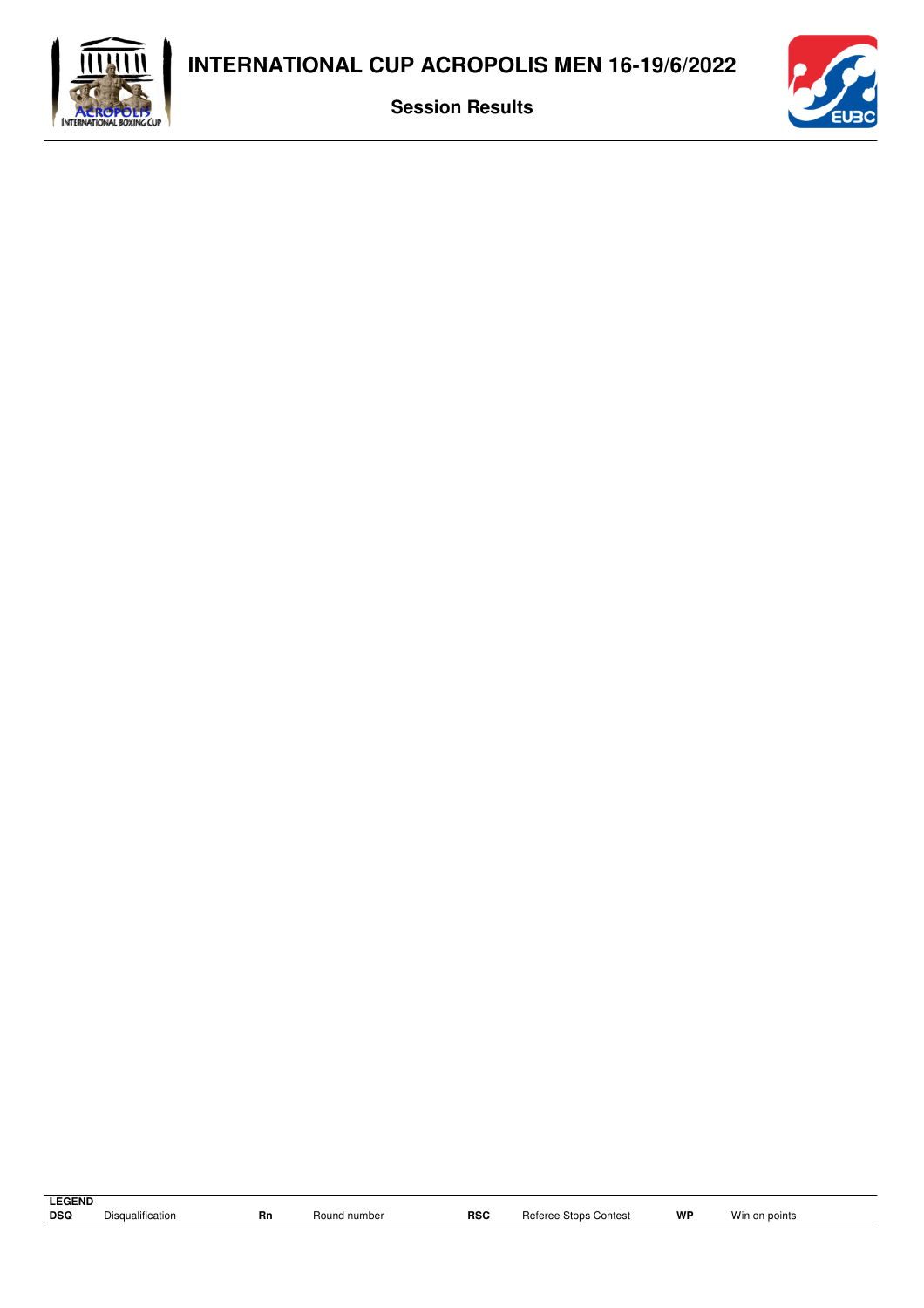| LEGEND | | | | | | | |
|---|---|---|---|---|---|---|---|
| DSQ | Disqualification | Rn | Round number | RSC | Referee Stops Contest | WP | Win on points |